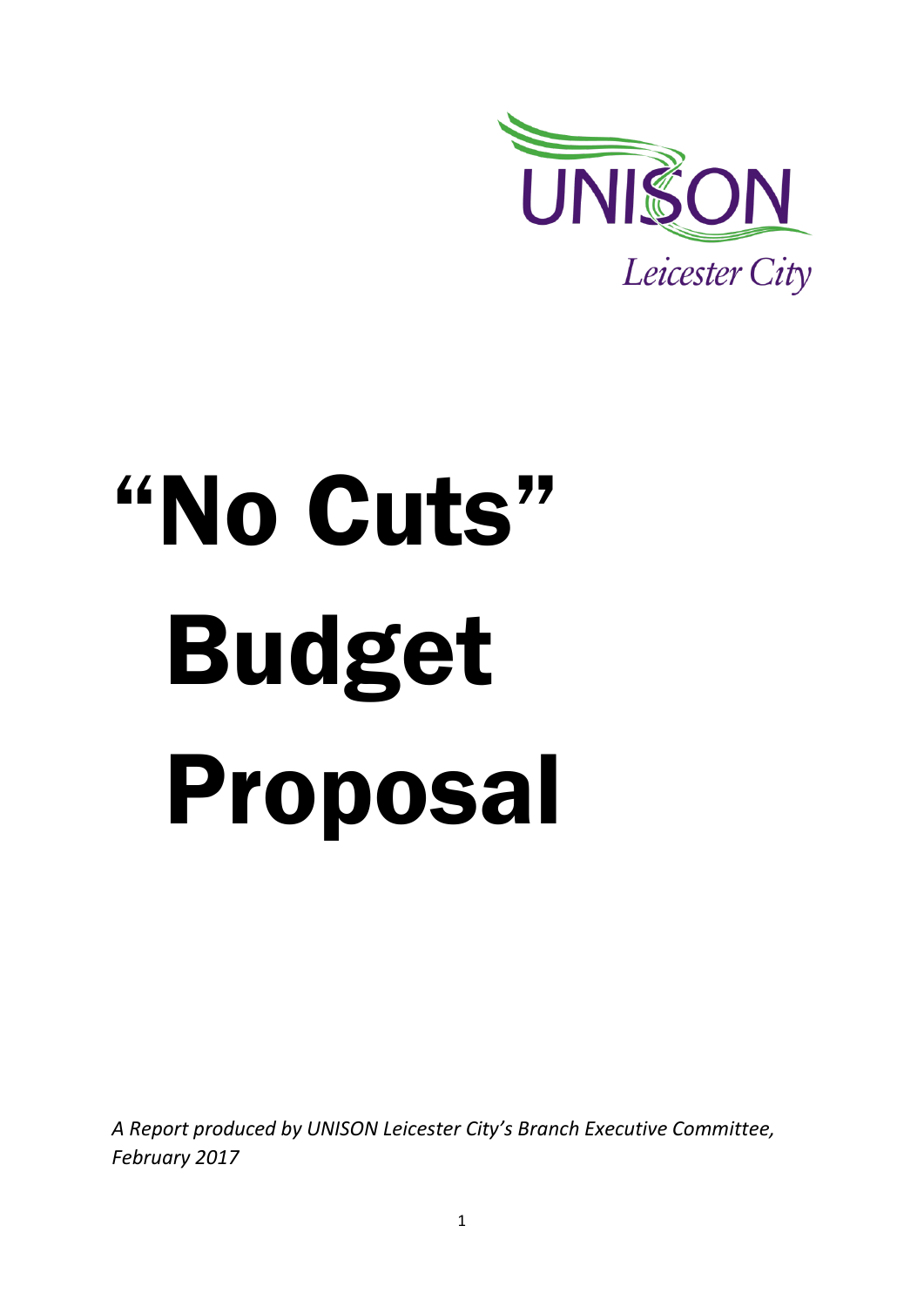UNISON

*Leicester City*

# "No Cuts" Budget Proposal

*A Report produced by UNISON Leicester City's Branch Executive Committee, February 2017*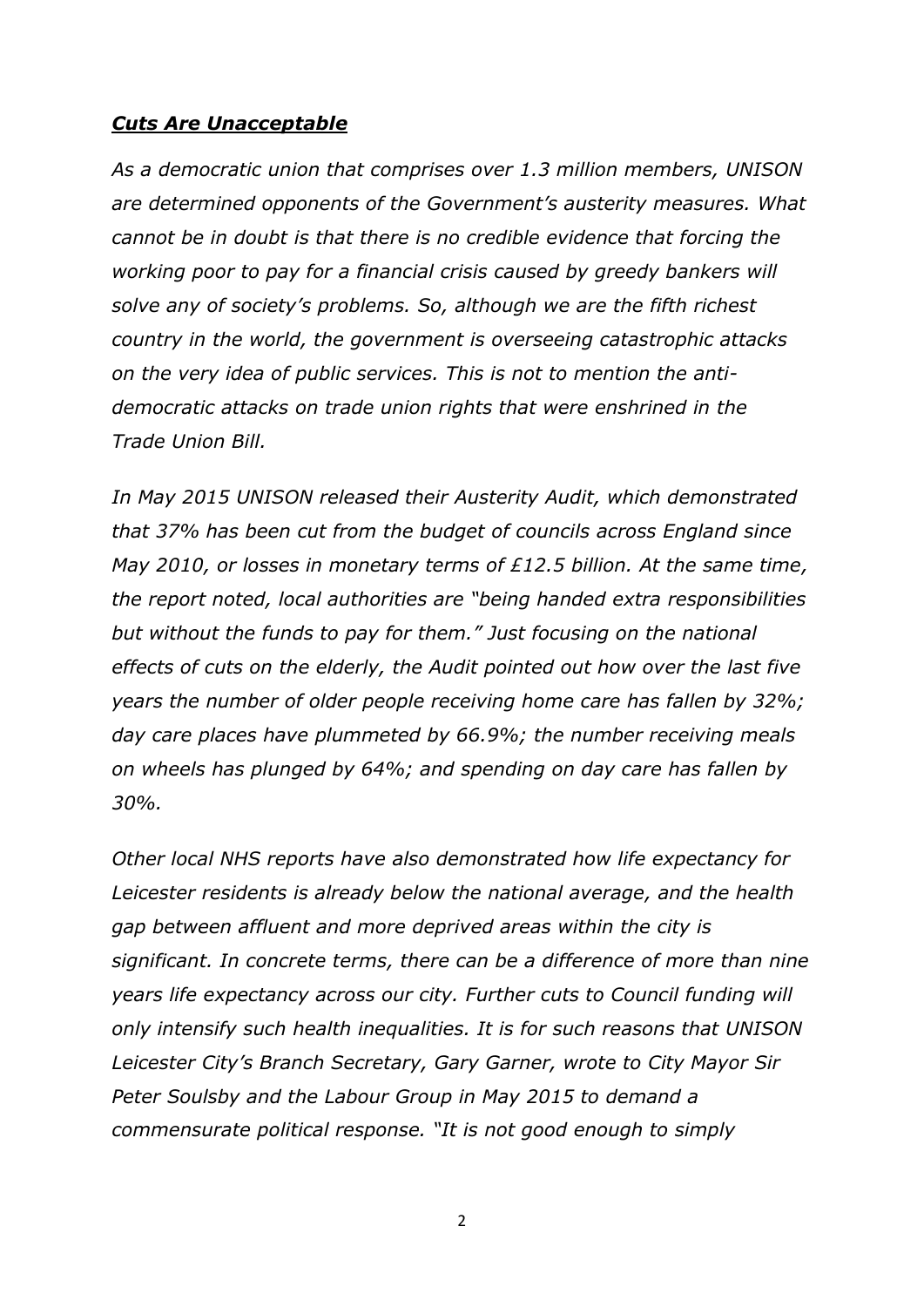***Cuts Are Unacceptable***

*As a democratic union that comprises over 1.3 million members, UNISON are determined opponents of the Government's austerity measures. What cannot be in doubt is that there is no credible evidence that forcing the working poor to pay for a financial crisis caused by greedy bankers will solve any of society's problems. So, although we are the fifth richest country in the world, the government is overseeing catastrophic attacks on the very idea of public services. This is not to mention the anti-democratic attacks on trade union rights that were enshrined in the Trade Union Bill.*

*In May 2015 UNISON released their Austerity Audit, which demonstrated that 37% has been cut from the budget of councils across England since May 2010, or losses in monetary terms of £12.5 billion. At the same time, the report noted, local authorities are "being handed extra responsibilities but without the funds to pay for them." Just focusing on the national effects of cuts on the elderly, the Audit pointed out how over the last five years the number of older people receiving home care has fallen by 32%; day care places have plummeted by 66.9%; the number receiving meals on wheels has plunged by 64%; and spending on day care has fallen by 30%.*

*Other local NHS reports have also demonstrated how life expectancy for Leicester residents is already below the national average, and the health gap between affluent and more deprived areas within the city is significant. In concrete terms, there can be a difference of more than nine years life expectancy across our city. Further cuts to Council funding will only intensify such health inequalities. It is for such reasons that UNISON Leicester City's Branch Secretary, Gary Garner, wrote to City Mayor Sir Peter Soulsby and the Labour Group in May 2015 to demand a commensurate political response. "It is not good enough to simply*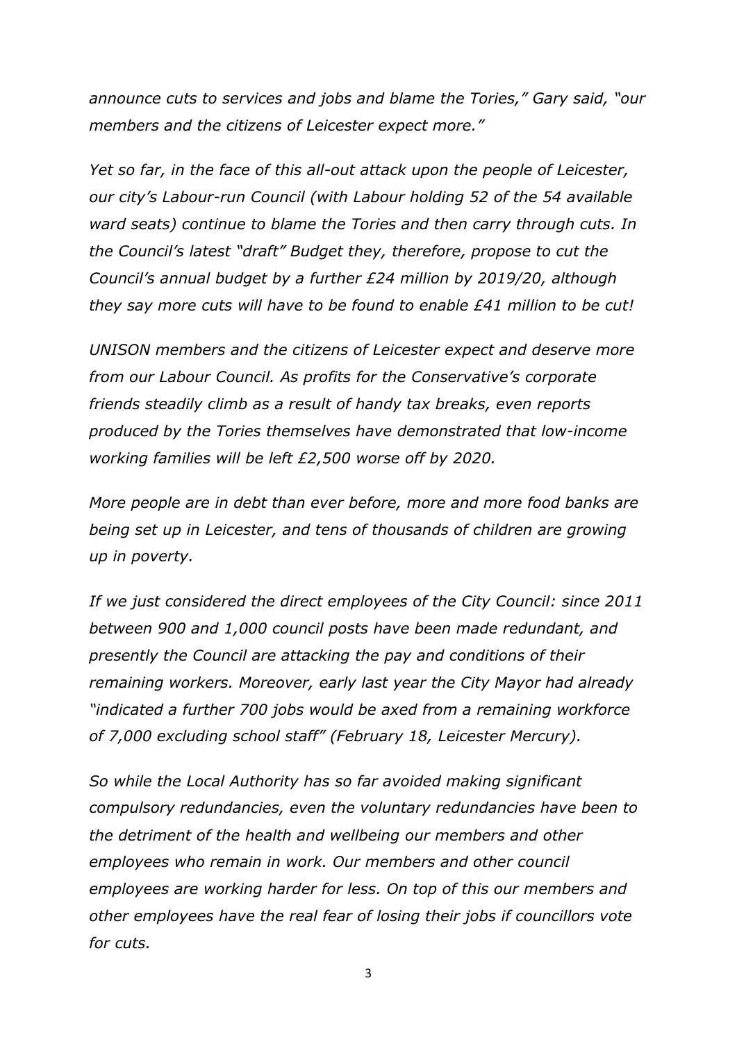*announce cuts to services and jobs and blame the Tories," Gary said, "our members and the citizens of Leicester expect more."*

*Yet so far, in the face of this all-out attack upon the people of Leicester, our city's Labour-run Council (with Labour holding 52 of the 54 available ward seats) continue to blame the Tories and then carry through cuts. In the Council's latest "draft" Budget they, therefore, propose to cut the Council's annual budget by a further £24 million by 2019/20, although they say more cuts will have to be found to enable £41 million to be cut!*

*UNISON members and the citizens of Leicester expect and deserve more from our Labour Council. As profits for the Conservative's corporate friends steadily climb as a result of handy tax breaks, even reports produced by the Tories themselves have demonstrated that low-income working families will be left £2,500 worse off by 2020.*

*More people are in debt than ever before, more and more food banks are being set up in Leicester, and tens of thousands of children are growing up in poverty.*

*If we just considered the direct employees of the City Council: since 2011 between 900 and 1,000 council posts have been made redundant, and presently the Council are attacking the pay and conditions of their remaining workers. Moreover, early last year the City Mayor had already "indicated a further 700 jobs would be axed from a remaining workforce of 7,000 excluding school staff" (February 18, Leicester Mercury).*

*So while the Local Authority has so far avoided making significant compulsory redundancies, even the voluntary redundancies have been to the detriment of the health and wellbeing our members and other employees who remain in work. Our members and other council employees are working harder for less. On top of this our members and other employees have the real fear of losing their jobs if councillors vote for cuts.*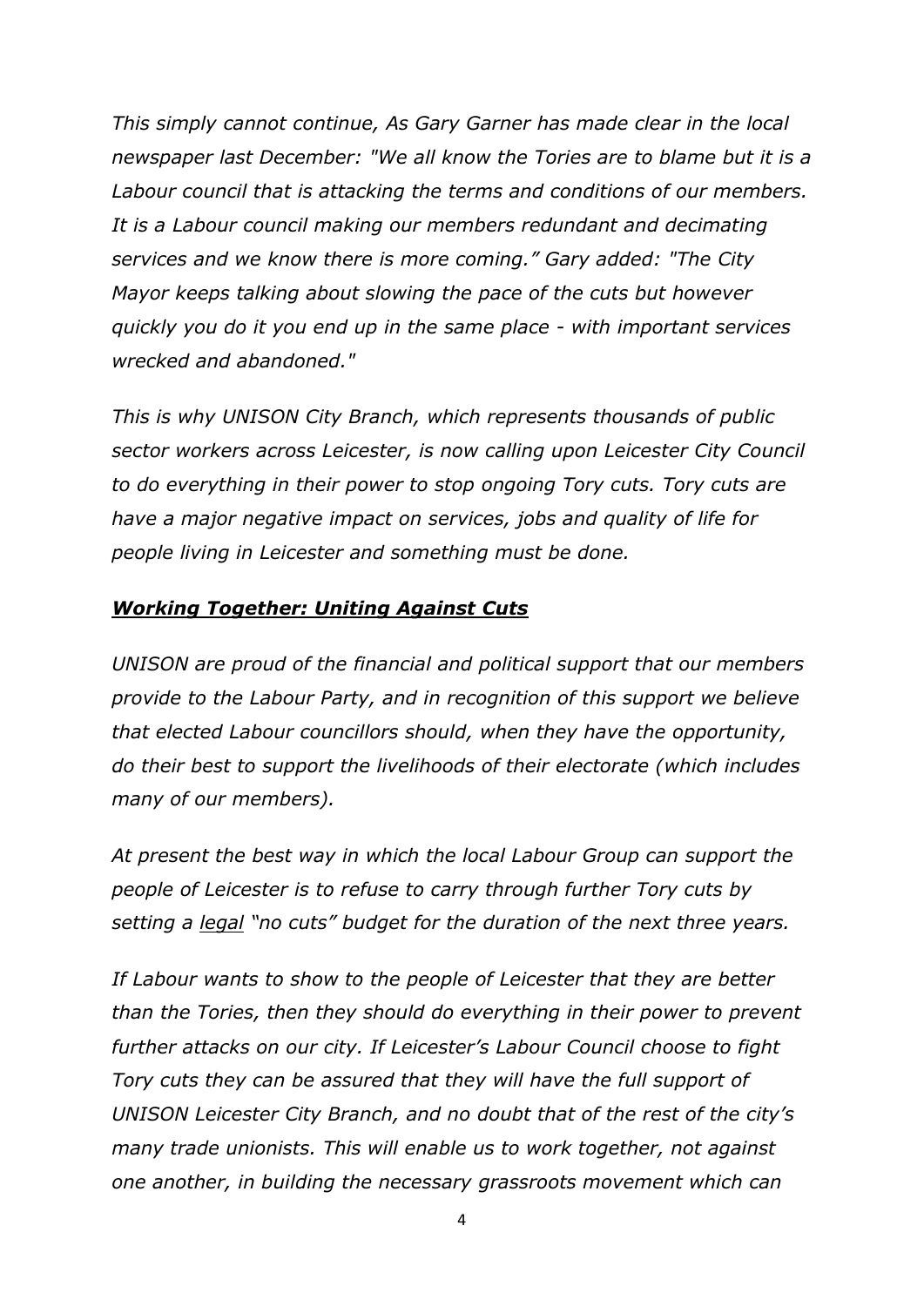*This simply cannot continue, As Gary Garner has made clear in the local newspaper last December: "We all know the Tories are to blame but it is a Labour council that is attacking the terms and conditions of our members. It is a Labour council making our members redundant and decimating services and we know there is more coming." Gary added: "The City Mayor keeps talking about slowing the pace of the cuts but however quickly you do it you end up in the same place - with important services wrecked and abandoned."*

*This is why UNISON City Branch, which represents thousands of public sector workers across Leicester, is now calling upon Leicester City Council to do everything in their power to stop ongoing Tory cuts. Tory cuts are have a major negative impact on services, jobs and quality of life for people living in Leicester and something must be done.*

***<u>Working Together: Uniting Against Cuts</u>***

*UNISON are proud of the financial and political support that our members provide to the Labour Party, and in recognition of this support we believe that elected Labour councillors should, when they have the opportunity, do their best to support the livelihoods of their electorate (which includes many of our members).*

*At present the best way in which the local Labour Group can support the people of Leicester is to refuse to carry through further Tory cuts by setting a <u>legal</u> "no cuts" budget for the duration of the next three years.*

*If Labour wants to show to the people of Leicester that they are better than the Tories, then they should do everything in their power to prevent further attacks on our city. If Leicester's Labour Council choose to fight Tory cuts they can be assured that they will have the full support of UNISON Leicester City Branch, and no doubt that of the rest of the city's many trade unionists. This will enable us to work together, not against one another, in building the necessary grassroots movement which can*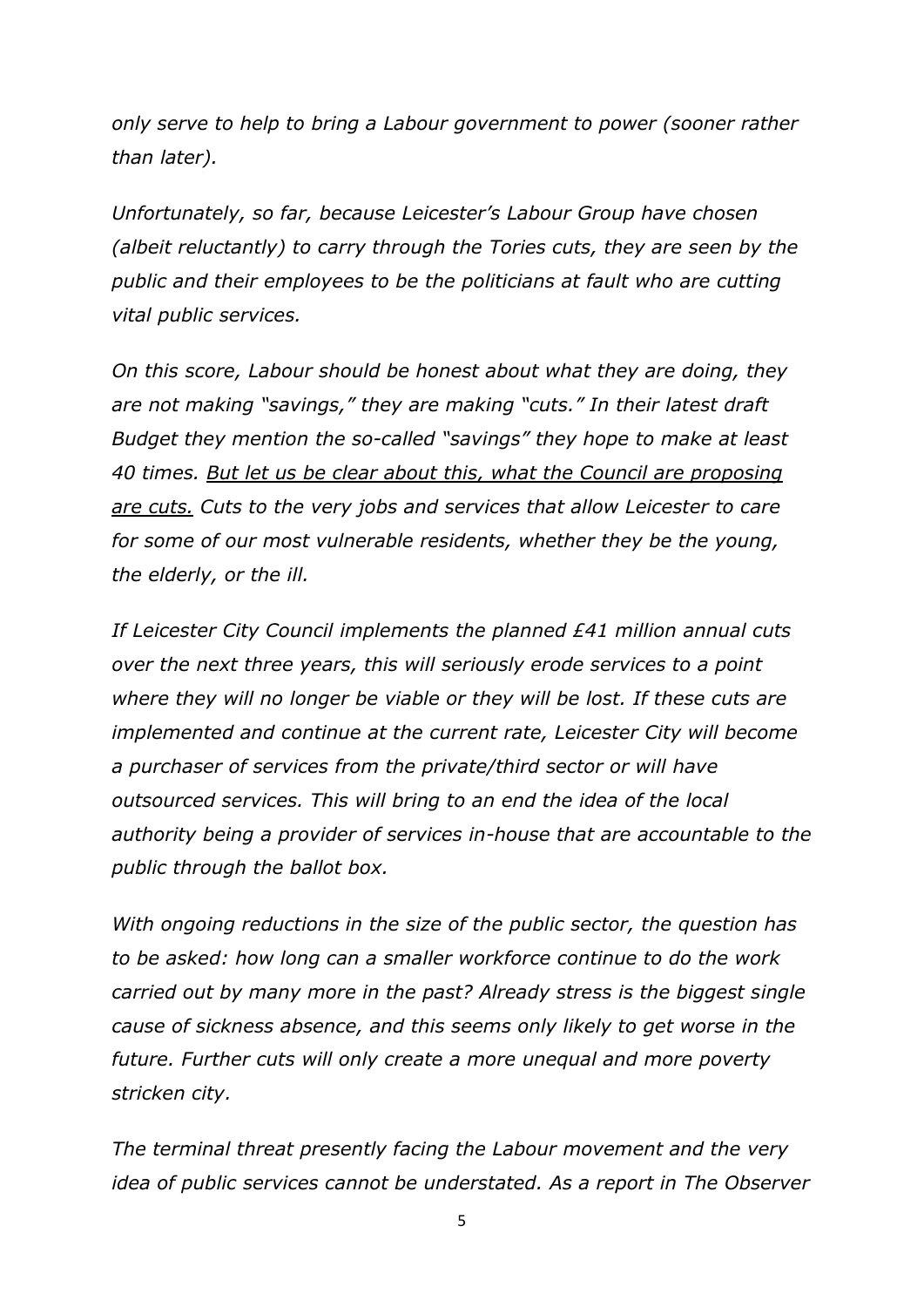*only serve to help to bring a Labour government to power (sooner rather than later).*

*Unfortunately, so far, because Leicester's Labour Group have chosen (albeit reluctantly) to carry through the Tories cuts, they are seen by the public and their employees to be the politicians at fault who are cutting vital public services.*

*On this score, Labour should be honest about what they are doing, they are not making "savings," they are making "cuts." In their latest draft Budget they mention the so-called "savings" they hope to make at least 40 times. <u>But let us be clear about this, what the Council are proposing are cuts.</u> Cuts to the very jobs and services that allow Leicester to care for some of our most vulnerable residents, whether they be the young, the elderly, or the ill.*

*If Leicester City Council implements the planned £41 million annual cuts over the next three years, this will seriously erode services to a point where they will no longer be viable or they will be lost. If these cuts are implemented and continue at the current rate, Leicester City will become a purchaser of services from the private/third sector or will have outsourced services. This will bring to an end the idea of the local authority being a provider of services in-house that are accountable to the public through the ballot box.*

*With ongoing reductions in the size of the public sector, the question has to be asked: how long can a smaller workforce continue to do the work carried out by many more in the past? Already stress is the biggest single cause of sickness absence, and this seems only likely to get worse in the future. Further cuts will only create a more unequal and more poverty stricken city.*

*The terminal threat presently facing the Labour movement and the very idea of public services cannot be understated. As a report in The Observer*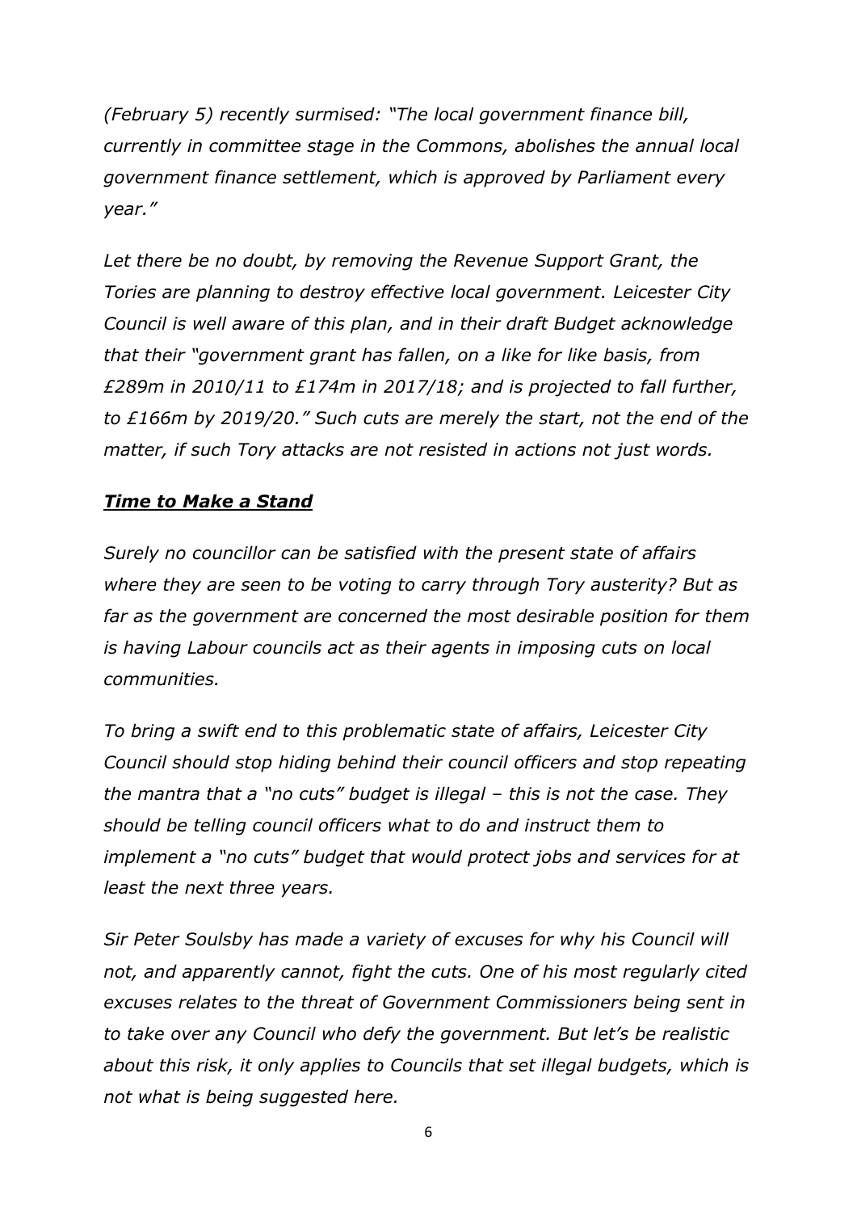*(February 5) recently surmised: "The local government finance bill, currently in committee stage in the Commons, abolishes the annual local government finance settlement, which is approved by Parliament every year."*

*Let there be no doubt, by removing the Revenue Support Grant, the Tories are planning to destroy effective local government. Leicester City Council is well aware of this plan, and in their draft Budget acknowledge that their "government grant has fallen, on a like for like basis, from £289m in 2010/11 to £174m in 2017/18; and is projected to fall further, to £166m by 2019/20." Such cuts are merely the start, not the end of the matter, if such Tory attacks are not resisted in actions not just words.*

***<u>Time to Make a Stand</u>***

*Surely no councillor can be satisfied with the present state of affairs where they are seen to be voting to carry through Tory austerity? But as far as the government are concerned the most desirable position for them is having Labour councils act as their agents in imposing cuts on local communities.*

*To bring a swift end to this problematic state of affairs, Leicester City Council should stop hiding behind their council officers and stop repeating the mantra that a "no cuts" budget is illegal – this is not the case. They should be telling council officers what to do and instruct them to implement a "no cuts" budget that would protect jobs and services for at least the next three years.*

*Sir Peter Soulsby has made a variety of excuses for why his Council will not, and apparently cannot, fight the cuts. One of his most regularly cited excuses relates to the threat of Government Commissioners being sent in to take over any Council who defy the government. But let's be realistic about this risk, it only applies to Councils that set illegal budgets, which is not what is being suggested here.*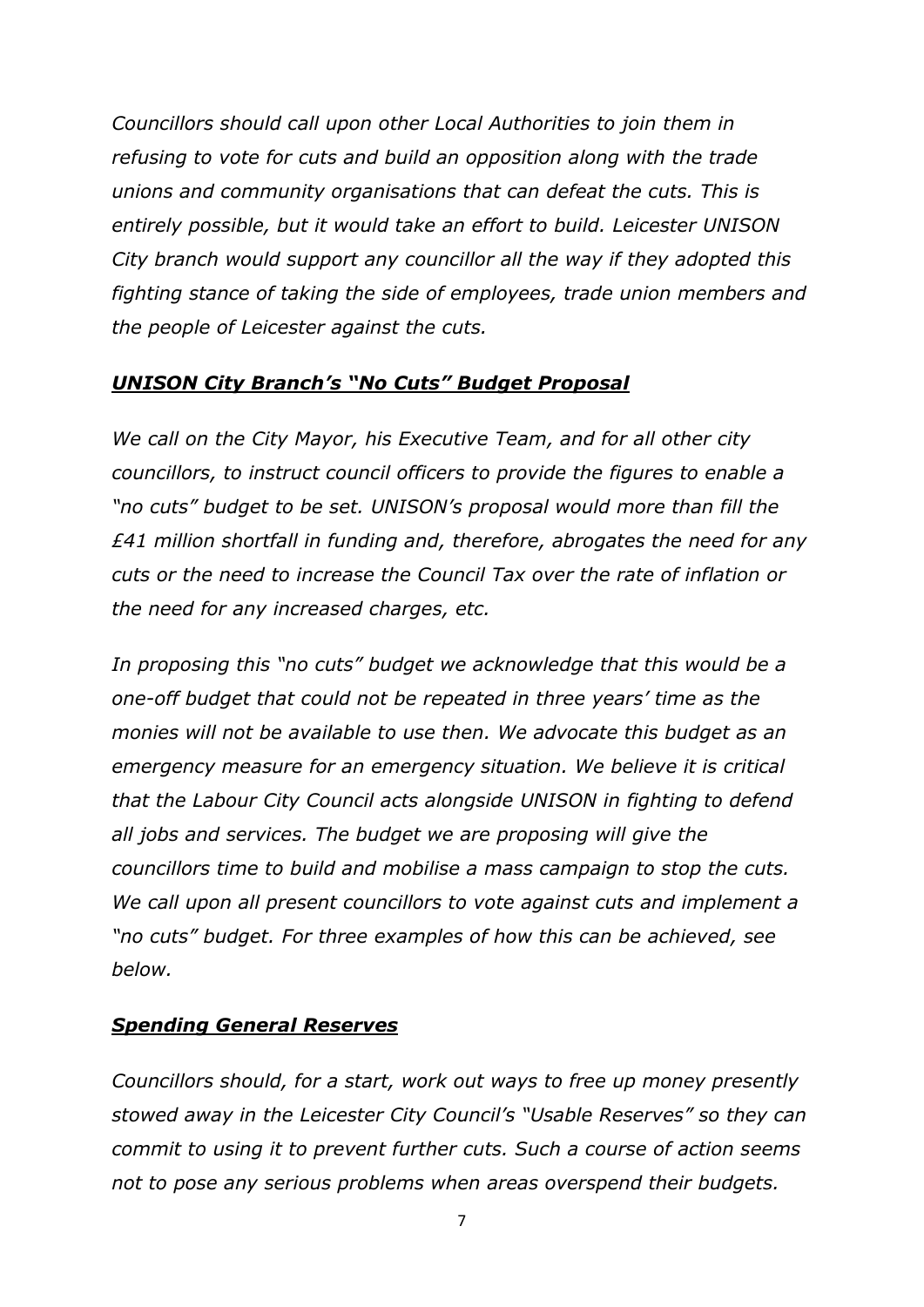*Councillors should call upon other Local Authorities to join them in refusing to vote for cuts and build an opposition along with the trade unions and community organisations that can defeat the cuts. This is entirely possible, but it would take an effort to build. Leicester UNISON City branch would support any councillor all the way if they adopted this fighting stance of taking the side of employees, trade union members and the people of Leicester against the cuts.*

***UNISON City Branch's "No Cuts" Budget Proposal***

*We call on the City Mayor, his Executive Team, and for all other city councillors, to instruct council officers to provide the figures to enable a "no cuts" budget to be set. UNISON's proposal would more than fill the £41 million shortfall in funding and, therefore, abrogates the need for any cuts or the need to increase the Council Tax over the rate of inflation or the need for any increased charges, etc.*

*In proposing this "no cuts" budget we acknowledge that this would be a one-off budget that could not be repeated in three years' time as the monies will not be available to use then. We advocate this budget as an emergency measure for an emergency situation. We believe it is critical that the Labour City Council acts alongside UNISON in fighting to defend all jobs and services. The budget we are proposing will give the councillors time to build and mobilise a mass campaign to stop the cuts. We call upon all present councillors to vote against cuts and implement a "no cuts" budget. For three examples of how this can be achieved, see below.*

***Spending General Reserves***

*Councillors should, for a start, work out ways to free up money presently stowed away in the Leicester City Council's "Usable Reserves" so they can commit to using it to prevent further cuts. Such a course of action seems not to pose any serious problems when areas overspend their budgets.*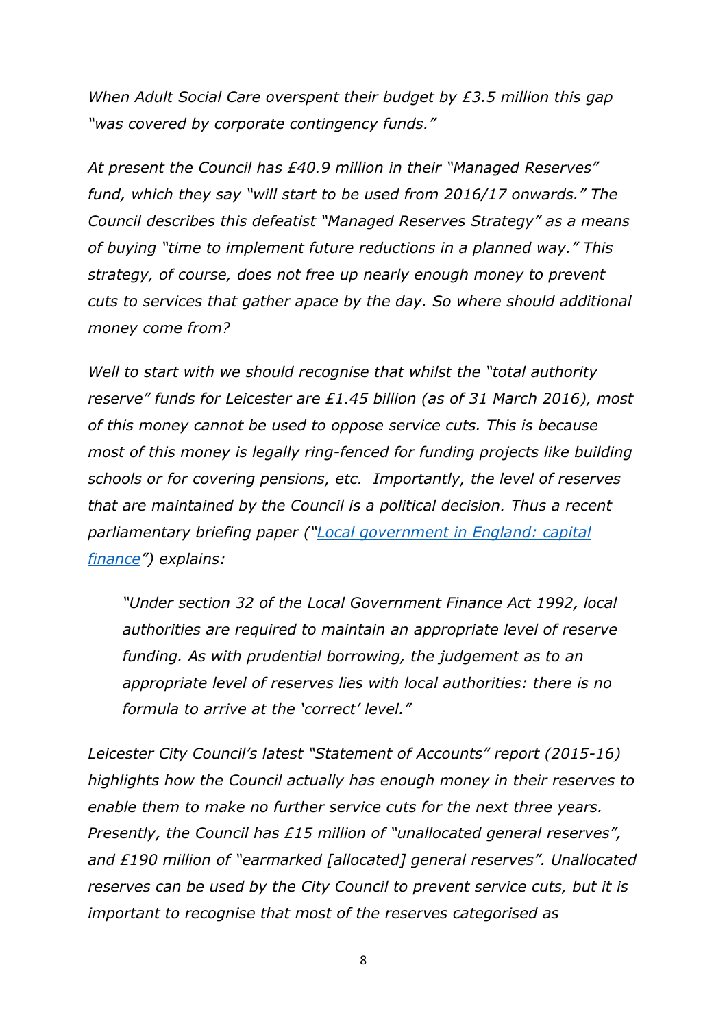*When Adult Social Care overspent their budget by £3.5 million this gap "was covered by corporate contingency funds."*

*At present the Council has £40.9 million in their "Managed Reserves" fund, which they say "will start to be used from 2016/17 onwards." The Council describes this defeatist "Managed Reserves Strategy" as a means of buying "time to implement future reductions in a planned way." This strategy, of course, does not free up nearly enough money to prevent cuts to services that gather apace by the day. So where should additional money come from?*

*Well to start with we should recognise that whilst the "total authority reserve" funds for Leicester are £1.45 billion (as of 31 March 2016), most of this money cannot be used to oppose service cuts. This is because most of this money is legally ring-fenced for funding projects like building schools or for covering pensions, etc. Importantly, the level of reserves that are maintained by the Council is a political decision. Thus a recent parliamentary briefing paper ("[Local government in England: capital finance]") explains:*

> *"Under section 32 of the Local Government Finance Act 1992, local authorities are required to maintain an appropriate level of reserve funding. As with prudential borrowing, the judgement as to an appropriate level of reserves lies with local authorities: there is no formula to arrive at the 'correct' level."*

*Leicester City Council's latest "Statement of Accounts" report (2015-16) highlights how the Council actually has enough money in their reserves to enable them to make no further service cuts for the next three years. Presently, the Council has £15 million of "unallocated general reserves", and £190 million of "earmarked [allocated] general reserves". Unallocated reserves can be used by the City Council to prevent service cuts, but it is important to recognise that most of the reserves categorised as*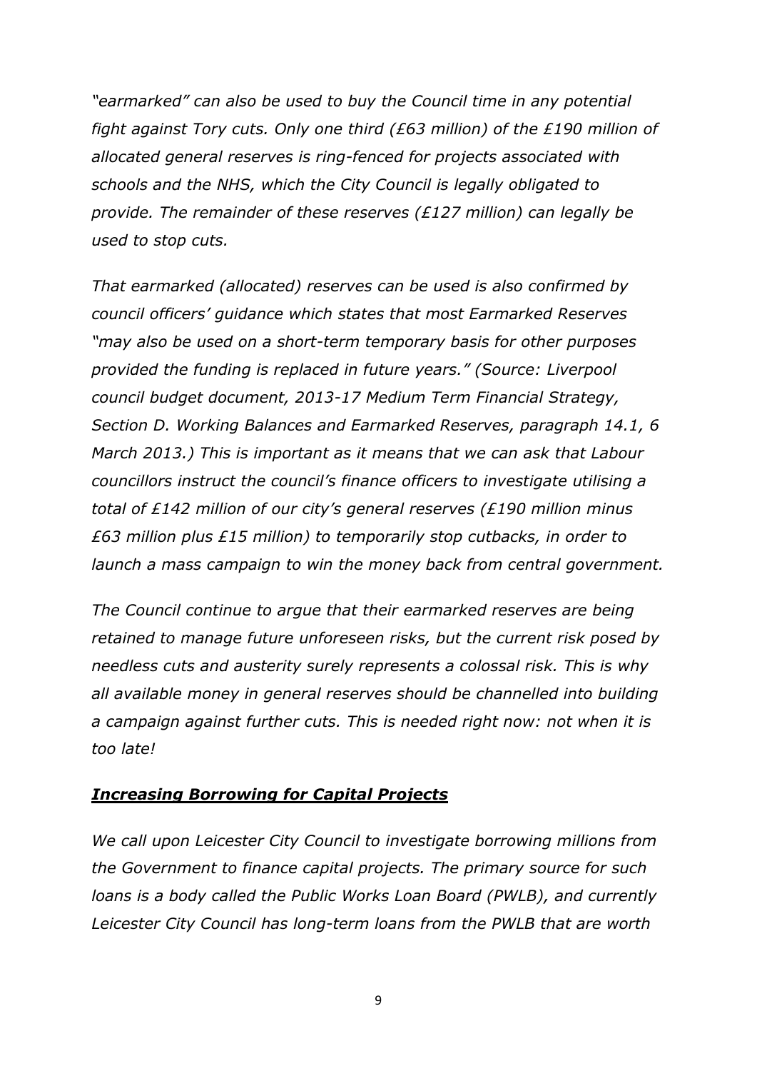*"earmarked" can also be used to buy the Council time in any potential fight against Tory cuts. Only one third (£63 million) of the £190 million of allocated general reserves is ring-fenced for projects associated with schools and the NHS, which the City Council is legally obligated to provide. The remainder of these reserves (£127 million) can legally be used to stop cuts.*

*That earmarked (allocated) reserves can be used is also confirmed by council officers' guidance which states that most Earmarked Reserves "may also be used on a short-term temporary basis for other purposes provided the funding is replaced in future years." (Source: Liverpool council budget document, 2013-17 Medium Term Financial Strategy, Section D. Working Balances and Earmarked Reserves, paragraph 14.1, 6 March 2013.) This is important as it means that we can ask that Labour councillors instruct the council's finance officers to investigate utilising a total of £142 million of our city's general reserves (£190 million minus £63 million plus £15 million) to temporarily stop cutbacks, in order to launch a mass campaign to win the money back from central government.*

*The Council continue to argue that their earmarked reserves are being retained to manage future unforeseen risks, but the current risk posed by needless cuts and austerity surely represents a colossal risk. This is why all available money in general reserves should be channelled into building a campaign against further cuts. This is needed right now: not when it is too late!*

***<u>Increasing Borrowing for Capital Projects</u>***

*We call upon Leicester City Council to investigate borrowing millions from the Government to finance capital projects. The primary source for such loans is a body called the Public Works Loan Board (PWLB), and currently Leicester City Council has long-term loans from the PWLB that are worth*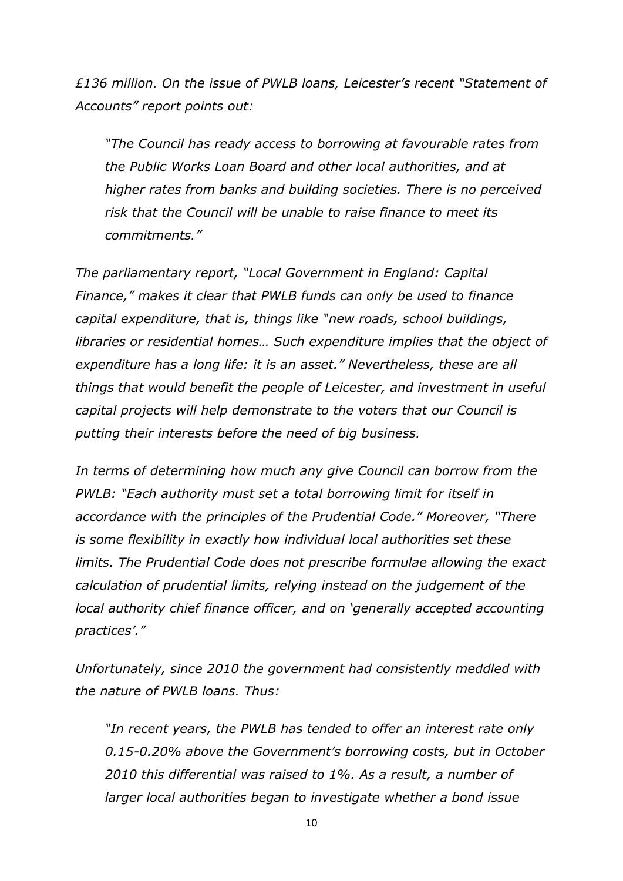*£136 million. On the issue of PWLB loans, Leicester's recent "Statement of Accounts" report points out:*

> *"The Council has ready access to borrowing at favourable rates from the Public Works Loan Board and other local authorities, and at higher rates from banks and building societies. There is no perceived risk that the Council will be unable to raise finance to meet its commitments."*

*The parliamentary report, "Local Government in England: Capital Finance," makes it clear that PWLB funds can only be used to finance capital expenditure, that is, things like "new roads, school buildings, libraries or residential homes… Such expenditure implies that the object of expenditure has a long life: it is an asset." Nevertheless, these are all things that would benefit the people of Leicester, and investment in useful capital projects will help demonstrate to the voters that our Council is putting their interests before the need of big business.*

*In terms of determining how much any give Council can borrow from the PWLB: "Each authority must set a total borrowing limit for itself in accordance with the principles of the Prudential Code." Moreover, "There is some flexibility in exactly how individual local authorities set these limits. The Prudential Code does not prescribe formulae allowing the exact calculation of prudential limits, relying instead on the judgement of the local authority chief finance officer, and on 'generally accepted accounting practices'."*

*Unfortunately, since 2010 the government had consistently meddled with the nature of PWLB loans. Thus:*

> *"In recent years, the PWLB has tended to offer an interest rate only 0.15-0.20% above the Government's borrowing costs, but in October 2010 this differential was raised to 1%. As a result, a number of larger local authorities began to investigate whether a bond issue*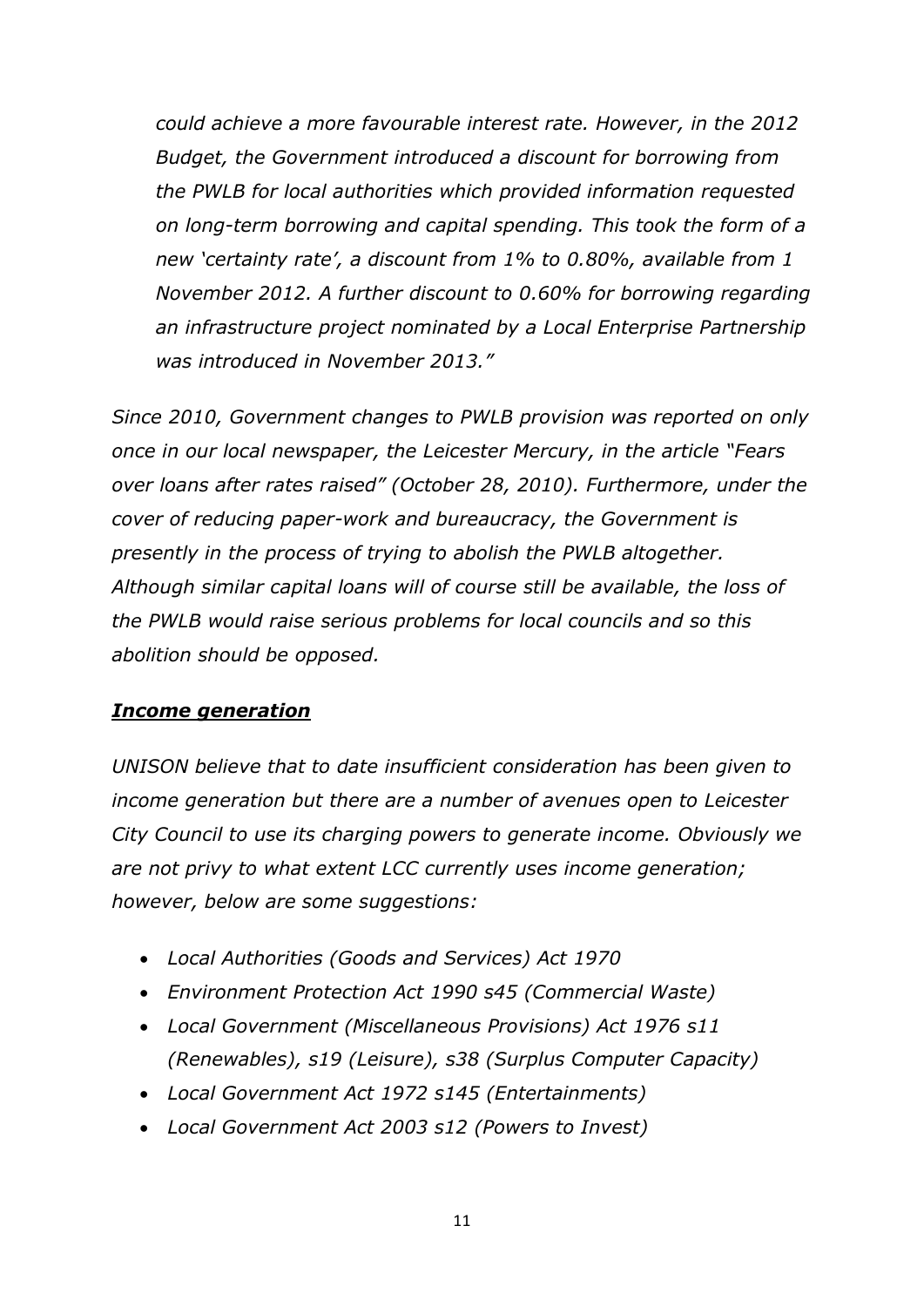*could achieve a more favourable interest rate. However, in the 2012 Budget, the Government introduced a discount for borrowing from the PWLB for local authorities which provided information requested on long-term borrowing and capital spending. This took the form of a new 'certainty rate', a discount from 1% to 0.80%, available from 1 November 2012. A further discount to 0.60% for borrowing regarding an infrastructure project nominated by a Local Enterprise Partnership was introduced in November 2013."*

*Since 2010, Government changes to PWLB provision was reported on only once in our local newspaper, the Leicester Mercury, in the article "Fears over loans after rates raised" (October 28, 2010). Furthermore, under the cover of reducing paper-work and bureaucracy, the Government is presently in the process of trying to abolish the PWLB altogether. Although similar capital loans will of course still be available, the loss of the PWLB would raise serious problems for local councils and so this abolition should be opposed.*

***Income generation***

*UNISON believe that to date insufficient consideration has been given to income generation but there are a number of avenues open to Leicester City Council to use its charging powers to generate income. Obviously we are not privy to what extent LCC currently uses income generation; however, below are some suggestions:*

- *Local Authorities (Goods and Services) Act 1970*
- *Environment Protection Act 1990 s45 (Commercial Waste)*
- *Local Government (Miscellaneous Provisions) Act 1976 s11 (Renewables), s19 (Leisure), s38 (Surplus Computer Capacity)*
- *Local Government Act 1972 s145 (Entertainments)*
- *Local Government Act 2003 s12 (Powers to Invest)*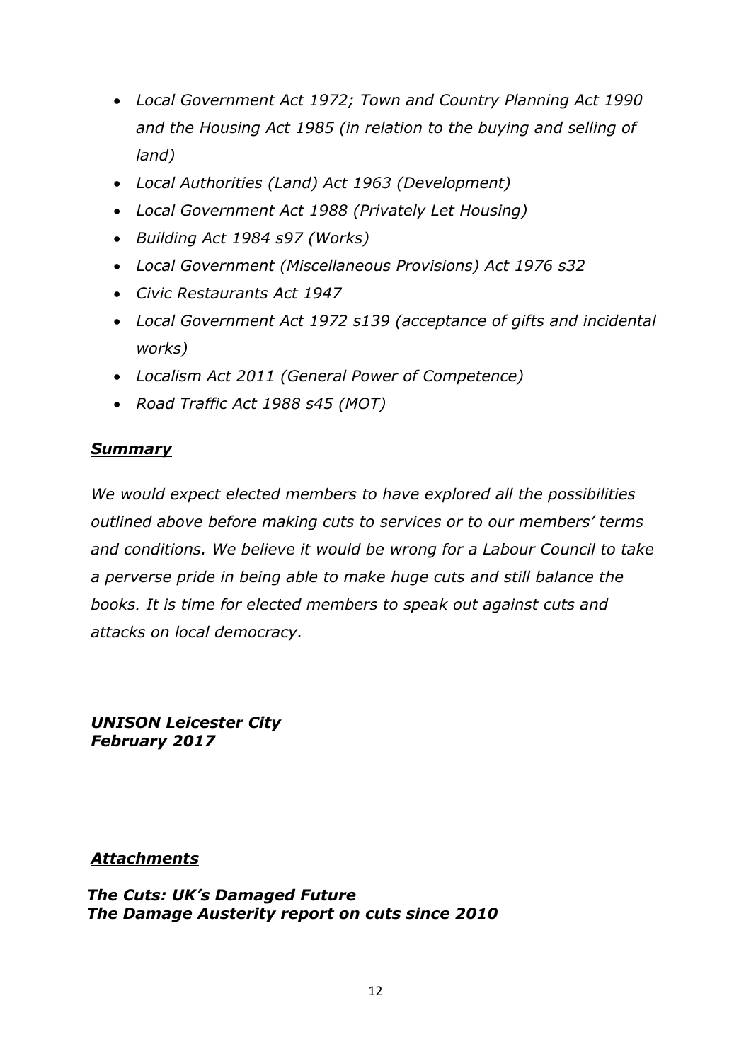- *Local Government Act 1972; Town and Country Planning Act 1990 and the Housing Act 1985 (in relation to the buying and selling of land)*
- *Local Authorities (Land) Act 1963 (Development)*
- *Local Government Act 1988 (Privately Let Housing)*
- *Building Act 1984 s97 (Works)*
- *Local Government (Miscellaneous Provisions) Act 1976 s32*
- *Civic Restaurants Act 1947*
- *Local Government Act 1972 s139 (acceptance of gifts and incidental works)*
- *Localism Act 2011 (General Power of Competence)*
- *Road Traffic Act 1988 s45 (MOT)*

***<u>Summary</u>***

*We would expect elected members to have explored all the possibilities outlined above before making cuts to services or to our members' terms and conditions. We believe it would be wrong for a Labour Council to take a perverse pride in being able to make huge cuts and still balance the books. It is time for elected members to speak out against cuts and attacks on local democracy.*

***UNISON Leicester City***
***February 2017***

***<u>Attachments</u>***

***The Cuts: UK's Damaged Future***
***The Damage Austerity report on cuts since 2010***